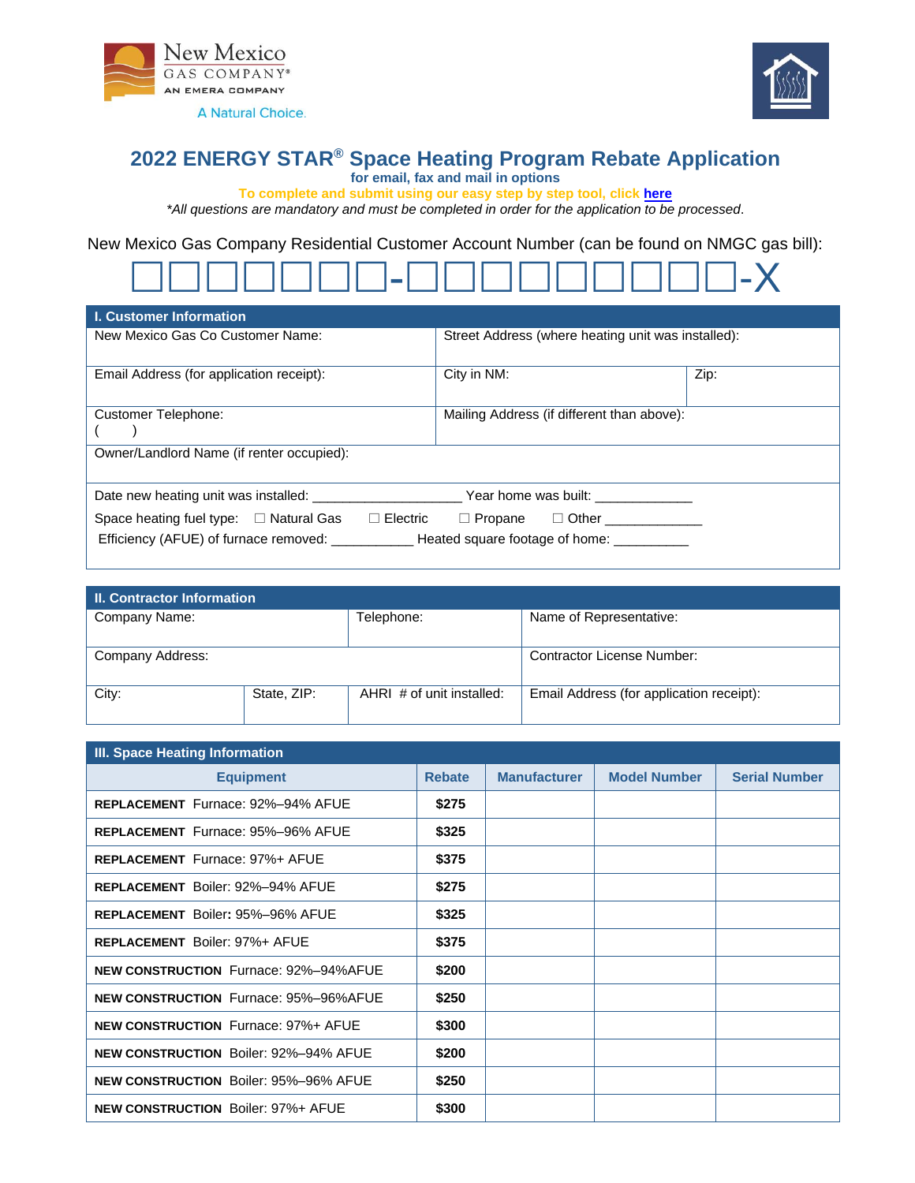New Mexico GAS COMPANY®
AN EMERA COMPANY
A Natural Choice.

# 2022 ENERGY STAR® Space Heating Program Rebate Application

**for email, fax and mail in options**

**To complete and submit using our easy step by step tool, click here**

*\*All questions are mandatory and must be completed in order for the application to be processed*.

New Mexico Gas Company Residential Customer Account Number (can be found on NMGC gas bill):

☐☐☐☐☐☐☐-☐☐☐☐☐☐☐☐-X

## I. Customer Information

| | | |
|---|---|---|
| New Mexico Gas Co Customer Name: | Street Address (where heating unit was installed): | |
| Email Address (for application receipt): | City in NM: | Zip: |
| Customer Telephone: ( ) | Mailing Address (if different than above): | |
| Owner/Landlord Name (if renter occupied): | | |

Date new heating unit was installed: ___________________ Year home was built: _____________

Space heating fuel type: ☐ Natural Gas ☐ Electric ☐ Propane ☐ Other _____________

Efficiency (AFUE) of furnace removed: ___________ Heated square footage of home: __________

## II. Contractor Information

| | | | |
|---|---|---|---|
| Company Name: | | Telephone: | Name of Representative: |
| Company Address: | | | Contractor License Number: |
| City: | State, ZIP: | AHRI # of unit installed: | Email Address (for application receipt): |

## III. Space Heating Information

| Equipment | Rebate | Manufacturer | Model Number | Serial Number |
|---|---|---|---|---|
| **REPLACEMENT** Furnace: 92%–94% AFUE | **$275** | | | |
| **REPLACEMENT** Furnace: 95%–96% AFUE | **$325** | | | |
| **REPLACEMENT** Furnace: 97%+ AFUE | **$375** | | | |
| **REPLACEMENT** Boiler: 92%–94% AFUE | **$275** | | | |
| **REPLACEMENT** Boiler**:** 95%–96% AFUE | **$325** | | | |
| **REPLACEMENT** Boiler: 97%+ AFUE | **$375** | | | |
| **NEW CONSTRUCTION** Furnace: 92%–94%AFUE | **$200** | | | |
| **NEW CONSTRUCTION** Furnace: 95%–96%AFUE | **$250** | | | |
| **NEW CONSTRUCTION** Furnace: 97%+ AFUE | **$300** | | | |
| **NEW CONSTRUCTION** Boiler: 92%–94% AFUE | **$200** | | | |
| **NEW CONSTRUCTION** Boiler: 95%–96% AFUE | **$250** | | | |
| **NEW CONSTRUCTION** Boiler: 97%+ AFUE | **$300** | | | |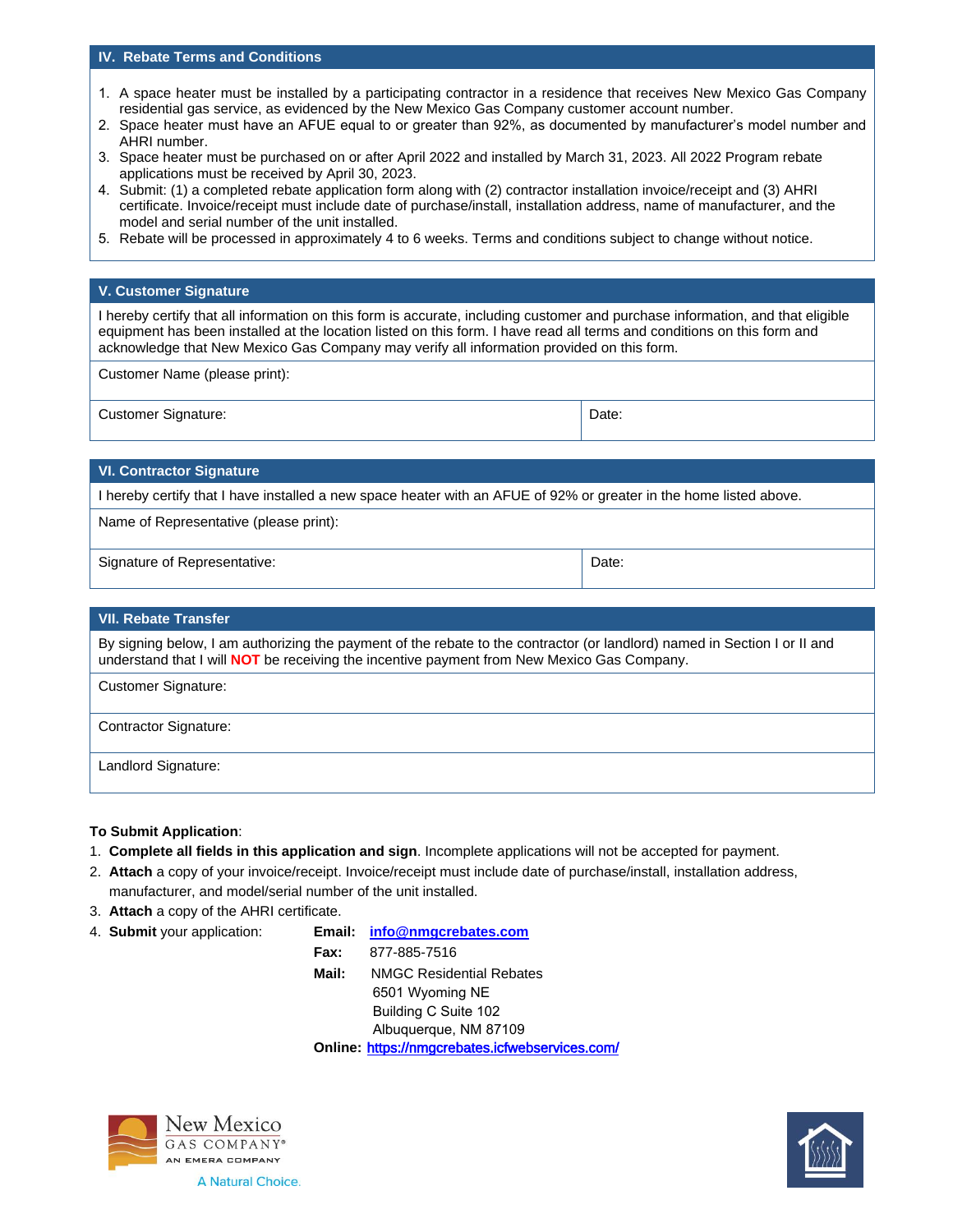## IV. Rebate Terms and Conditions

1. A space heater must be installed by a participating contractor in a residence that receives New Mexico Gas Company residential gas service, as evidenced by the New Mexico Gas Company customer account number.
2. Space heater must have an AFUE equal to or greater than 92%, as documented by manufacturer's model number and AHRI number.
3. Space heater must be purchased on or after April 2022 and installed by March 31, 2023. All 2022 Program rebate applications must be received by April 30, 2023.
4. Submit: (1) a completed rebate application form along with (2) contractor installation invoice/receipt and (3) AHRI certificate. Invoice/receipt must include date of purchase/install, installation address, name of manufacturer, and the model and serial number of the unit installed.
5. Rebate will be processed in approximately 4 to 6 weeks. Terms and conditions subject to change without notice.

## V. Customer Signature

I hereby certify that all information on this form is accurate, including customer and purchase information, and that eligible equipment has been installed at the location listed on this form. I have read all terms and conditions on this form and acknowledge that New Mexico Gas Company may verify all information provided on this form.

| | |
|---|---|
| Customer Name (please print): | |
| Customer Signature: | Date: |

## VI. Contractor Signature

I hereby certify that I have installed a new space heater with an AFUE of 92% or greater in the home listed above.

| | |
|---|---|
| Name of Representative (please print): | |
| Signature of Representative: | Date: |

## VII. Rebate Transfer

By signing below, I am authorizing the payment of the rebate to the contractor (or landlord) named in Section I or II and understand that I will **NOT** be receiving the incentive payment from New Mexico Gas Company.

Customer Signature:

Contractor Signature:

Landlord Signature:

**To Submit Application**:

1. **Complete all fields in this application and sign**. Incomplete applications will not be accepted for payment.
2. **Attach** a copy of your invoice/receipt. Invoice/receipt must include date of purchase/install, installation address, manufacturer, and model/serial number of the unit installed.
3. **Attach** a copy of the AHRI certificate.
4. **Submit** your application:
   - **Email:** info@nmgcrebates.com
   - **Fax:** 877-885-7516
   - **Mail:** NMGC Residential Rebates, 6501 Wyoming NE, Building C Suite 102, Albuquerque, NM 87109
   - **Online:** https://nmgcrebates.icfwebservices.com/

New Mexico Gas Company®
An Emera Company
A Natural Choice.